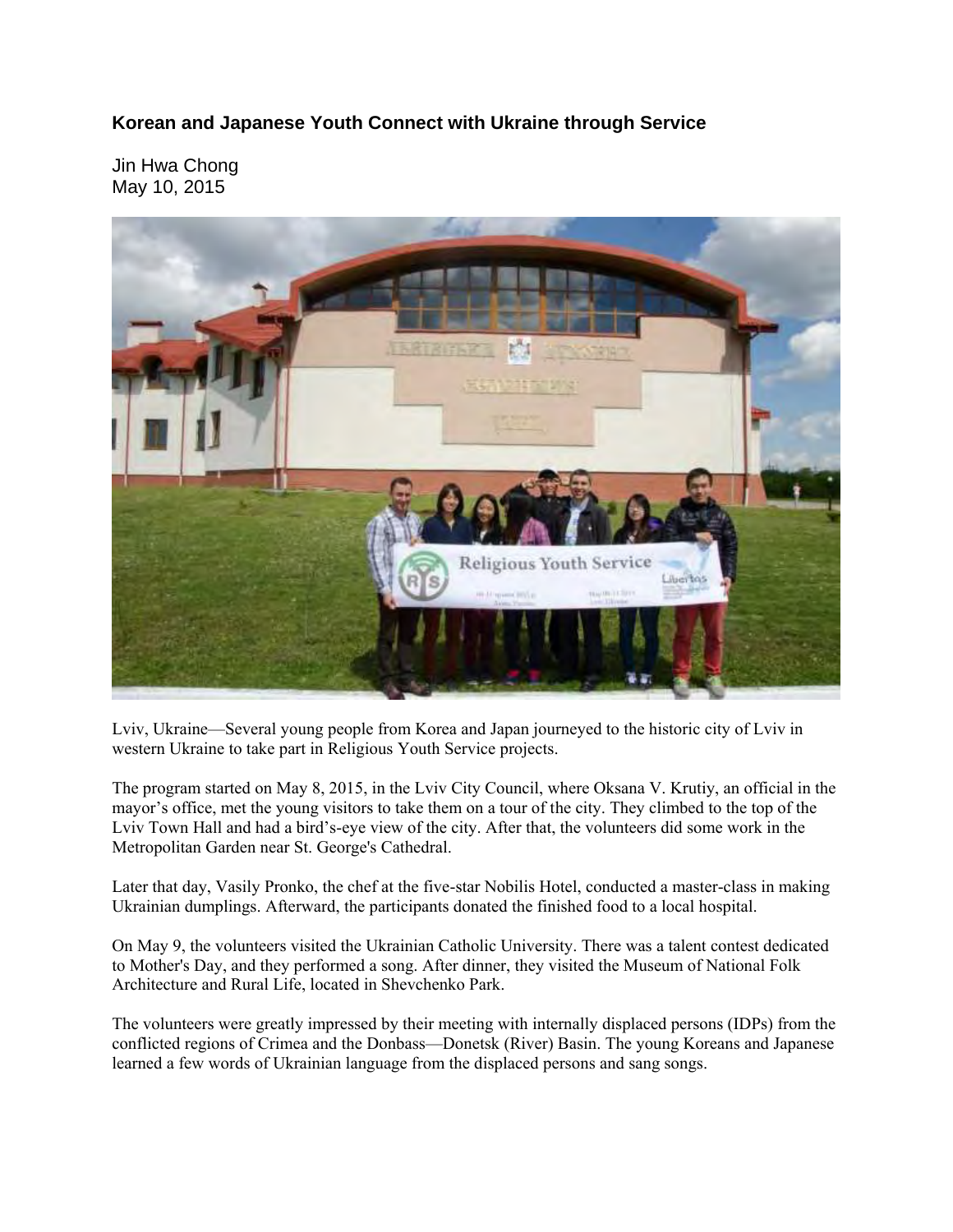# Korean and Japanese Youth Connect with Ukraine through Service

Jin Hwa Chong
May 10, 2015

Lviv, Ukraine—Several young people from Korea and Japan journeyed to the historic city of Lviv in western Ukraine to take part in Religious Youth Service projects.

The program started on May 8, 2015, in the Lviv City Council, where Oksana V. Krutiy, an official in the mayor's office, met the young visitors to take them on a tour of the city. They climbed to the top of the Lviv Town Hall and had a bird's-eye view of the city. After that, the volunteers did some work in the Metropolitan Garden near St. George's Cathedral.

Later that day, Vasily Pronko, the chef at the five-star Nobilis Hotel, conducted a master-class in making Ukrainian dumplings. Afterward, the participants donated the finished food to a local hospital.

On May 9, the volunteers visited the Ukrainian Catholic University. There was a talent contest dedicated to Mother's Day, and they performed a song. After dinner, they visited the Museum of National Folk Architecture and Rural Life, located in Shevchenko Park.

The volunteers were greatly impressed by their meeting with internally displaced persons (IDPs) from the conflicted regions of Crimea and the Donbass—Donetsk (River) Basin. The young Koreans and Japanese learned a few words of Ukrainian language from the displaced persons and sang songs.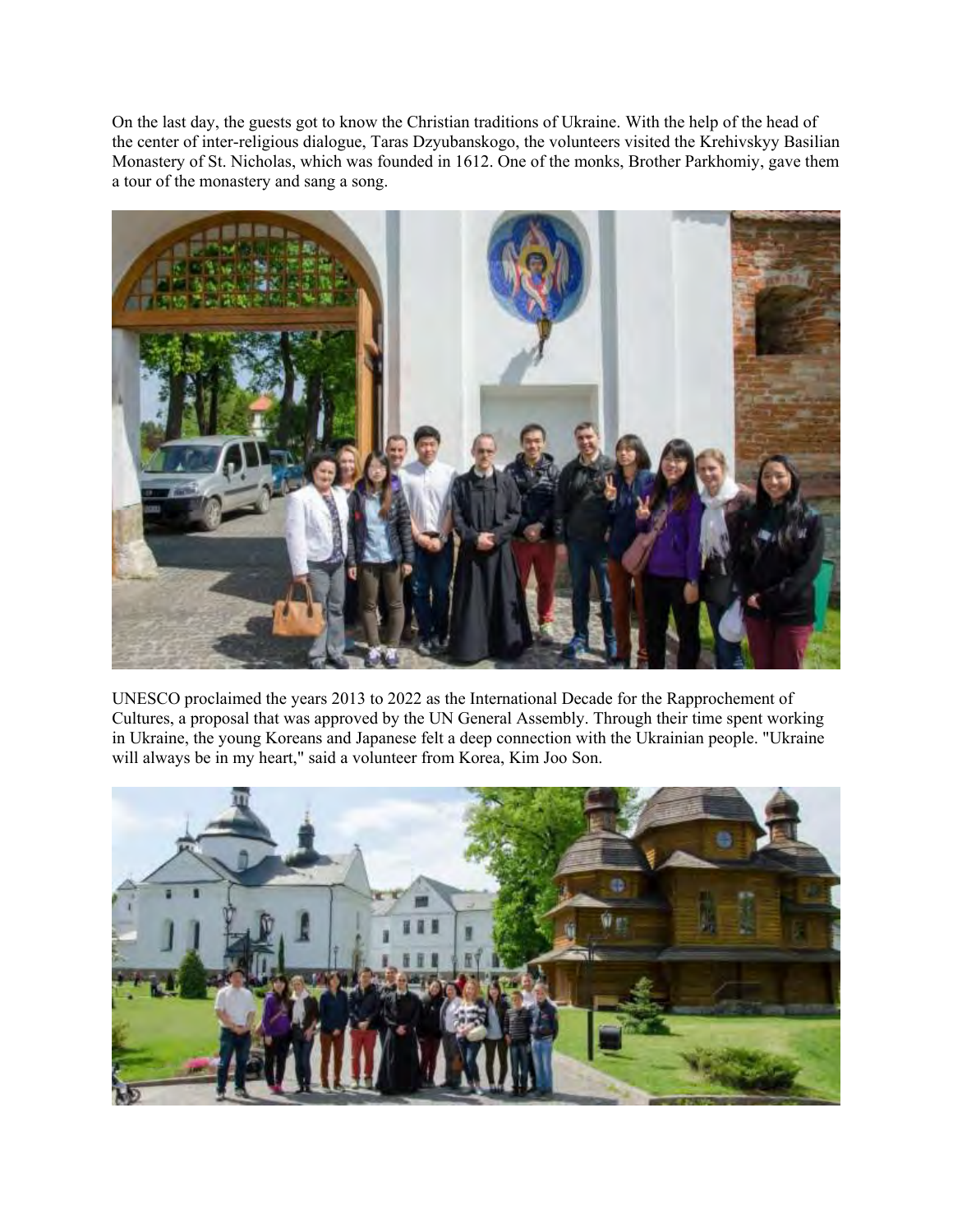On the last day, the guests got to know the Christian traditions of Ukraine. With the help of the head of the center of inter-religious dialogue, Taras Dzyubanskogo, the volunteers visited the Krehivskyy Basilian Monastery of St. Nicholas, which was founded in 1612. One of the monks, Brother Parkhomiy, gave them a tour of the monastery and sang a song.

UNESCO proclaimed the years 2013 to 2022 as the International Decade for the Rapprochement of Cultures, a proposal that was approved by the UN General Assembly. Through their time spent working in Ukraine, the young Koreans and Japanese felt a deep connection with the Ukrainian people. "Ukraine will always be in my heart," said a volunteer from Korea, Kim Joo Son.